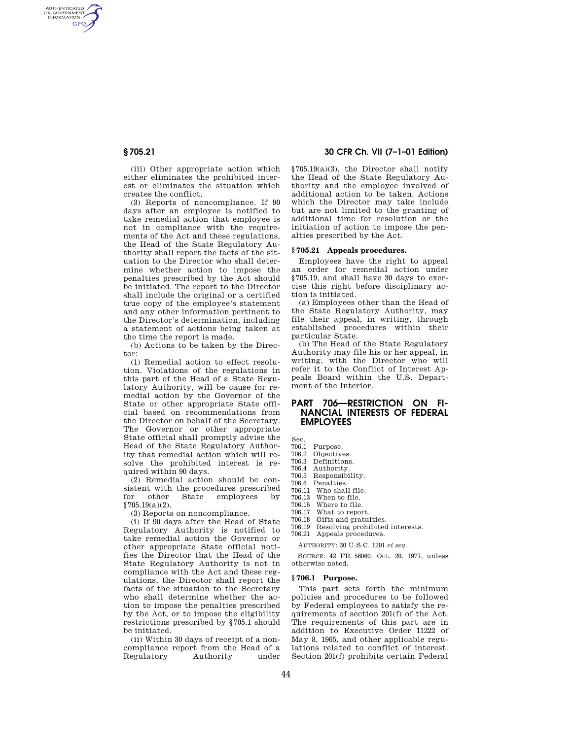(iii) Other appropriate action which either eliminates the prohibited interest or eliminates the situation which creates the conflict.

(3) Reports of noncompliance. If 90 days after an employee is notified to take remedial action that employee is not in compliance with the requirements of the Act and these regulations, the Head of the State Regulatory Authority shall report the facts of the situation to the Director who shall determine whether action to impose the penalties prescribed by the Act should be initiated. The report to the Director shall include the original or a certified true copy of the employee's statement and any other information pertinent to the Director's determination, including a statement of actions being taken at the time the report is made.

(b) Actions to be taken by the Director:

(1) Remedial action to effect resolution. Violations of the regulations in this part of the Head of a State Regulatory Authority, will be cause for remedial action by the Governor of the State or other appropriate State official based on recommendations from the Director on behalf of the Secretary. The Governor or other appropriate State official shall promptly advise the Head of the State Regulatory Authority that remedial action which will resolve the prohibited interest is required within 90 days.

(2) Remedial action should be consistent with the procedures prescribed for other State employees by §705.19(a)(2).

(3) Reports on noncompliance.

(i) If 90 days after the Head of State Regulatory Authority is notified to take remedial action the Governor or other appropriate State official notifies the Director that the Head of the State Regulatory Authority is not in compliance with the Act and these regulations, the Director shall report the facts of the situation to the Secretary who shall determine whether the action to impose the penalties prescribed by the Act, or to impose the eligibility restrictions prescribed by §705.1 should be initiated.

(ii) Within 30 days of receipt of a noncompliance report from the Head of a Regulatory Authority under §705.19(a)(3), the Director shall notify the Head of the State Regulatory Authority and the employee involved of additional action to be taken. Actions which the Director may take include but are not limited to the granting of additional time for resolution or the initiation of action to impose the penalties prescribed by the Act.

### §705.21 Appeals procedures.

Employees have the right to appeal an order for remedial action under §705.19, and shall have 30 days to exercise this right before disciplinary action is initiated.

(a) Employees other than the Head of the State Regulatory Authority, may file their appeal, in writing, through established procedures within their particular State.

(b) The Head of the State Regulatory Authority may file his or her appeal, in writing, with the Director who will refer it to the Conflict of Interest Appeals Board within the U.S. Department of the Interior.

## PART 706—RESTRICTION ON FINANCIAL INTERESTS OF FEDERAL EMPLOYEES

Sec.
706.1 Purpose.
706.2 Objectives.
706.3 Definitions.
706.4 Authority.
706.5 Responsibility.
706.6 Penalties.
706.11 Who shall file.
706.13 When to file.
706.15 Where to file.
706.17 What to report.
706.18 Gifts and gratuities.
706.19 Resolving prohibited interests.
706.21 Appeals procedures.

AUTHORITY: 30 U.S.C. 1201 *et seq.*

SOURCE: 42 FR 56060, Oct. 20, 1977, unless otherwise noted.

### §706.1 Purpose.

This part sets forth the minimum policies and procedures to be followed by Federal employees to satisfy the requirements of section 201(f) of the Act. The requirements of this part are in addition to Executive Order 11222 of May 8, 1965, and other applicable regulations related to conflict of interest. Section 201(f) prohibits certain Federal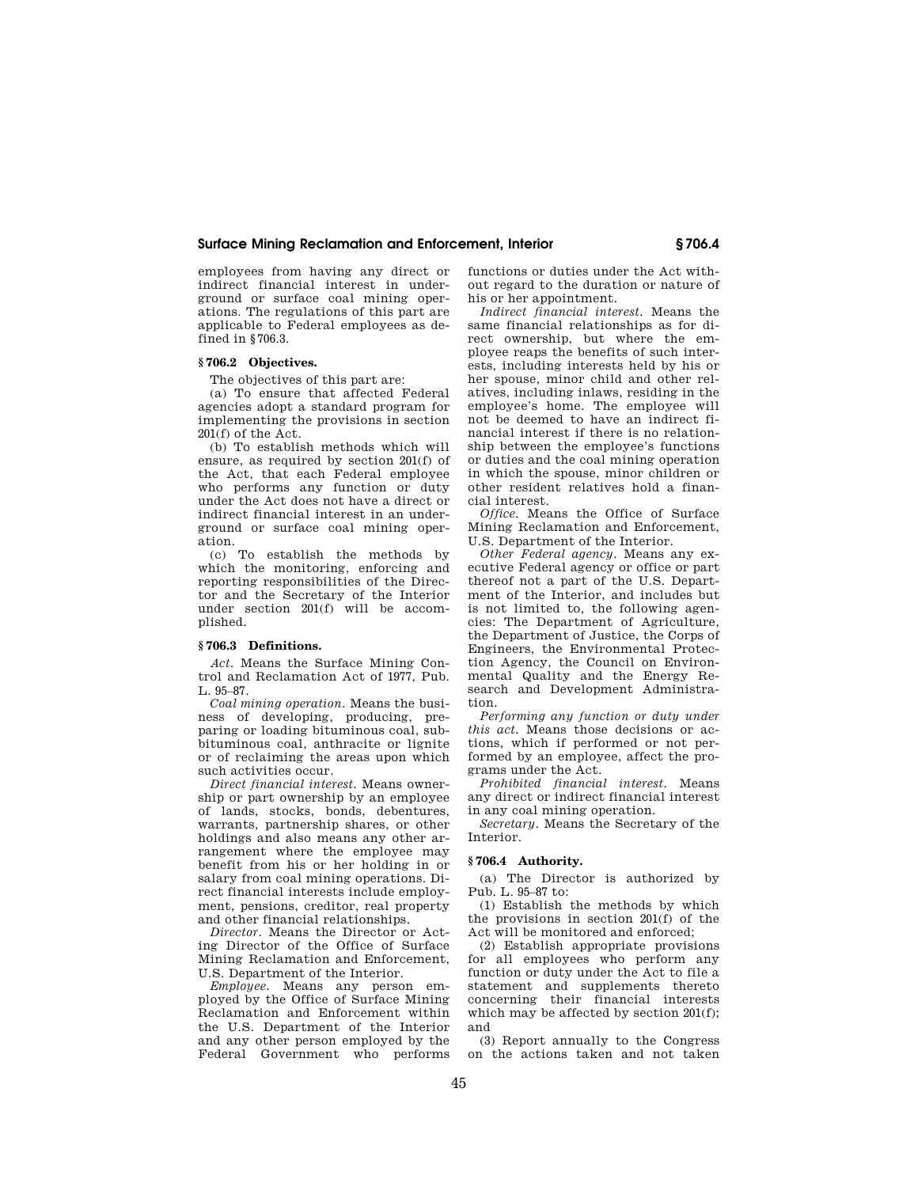employees from having any direct or indirect financial interest in underground or surface coal mining operations. The regulations of this part are applicable to Federal employees as defined in §706.3.

### § 706.2 Objectives.

The objectives of this part are:

(a) To ensure that affected Federal agencies adopt a standard program for implementing the provisions in section 201(f) of the Act.

(b) To establish methods which will ensure, as required by section 201(f) of the Act, that each Federal employee who performs any function or duty under the Act does not have a direct or indirect financial interest in an underground or surface coal mining operation.

(c) To establish the methods by which the monitoring, enforcing and reporting responsibilities of the Director and the Secretary of the Interior under section 201(f) will be accomplished.

### § 706.3 Definitions.

*Act.* Means the Surface Mining Control and Reclamation Act of 1977, Pub. L. 95–87.

*Coal mining operation.* Means the business of developing, producing, preparing or loading bituminous coal, subbituminous coal, anthracite or lignite or of reclaiming the areas upon which such activities occur.

*Direct financial interest.* Means ownership or part ownership by an employee of lands, stocks, bonds, debentures, warrants, partnership shares, or other holdings and also means any other arrangement where the employee may benefit from his or her holding in or salary from coal mining operations. Direct financial interests include employment, pensions, creditor, real property and other financial relationships.

*Director.* Means the Director or Acting Director of the Office of Surface Mining Reclamation and Enforcement, U.S. Department of the Interior.

*Employee.* Means any person employed by the Office of Surface Mining Reclamation and Enforcement within the U.S. Department of the Interior and any other person employed by the Federal Government who performs functions or duties under the Act without regard to the duration or nature of his or her appointment.

*Indirect financial interest.* Means the same financial relationships as for direct ownership, but where the employee reaps the benefits of such interests, including interests held by his or her spouse, minor child and other relatives, including inlaws, residing in the employee's home. The employee will not be deemed to have an indirect financial interest if there is no relationship between the employee's functions or duties and the coal mining operation in which the spouse, minor children or other resident relatives hold a financial interest.

*Office.* Means the Office of Surface Mining Reclamation and Enforcement, U.S. Department of the Interior.

*Other Federal agency.* Means any executive Federal agency or office or part thereof not a part of the U.S. Department of the Interior, and includes but is not limited to, the following agencies: The Department of Agriculture, the Department of Justice, the Corps of Engineers, the Environmental Protection Agency, the Council on Environmental Quality and the Energy Research and Development Administration.

*Performing any function or duty under this act.* Means those decisions or actions, which if performed or not performed by an employee, affect the programs under the Act.

*Prohibited financial interest.* Means any direct or indirect financial interest in any coal mining operation.

*Secretary.* Means the Secretary of the Interior.

### § 706.4 Authority.

(a) The Director is authorized by Pub. L. 95–87 to:

(1) Establish the methods by which the provisions in section 201(f) of the Act will be monitored and enforced;

(2) Establish appropriate provisions for all employees who perform any function or duty under the Act to file a statement and supplements thereto concerning their financial interests which may be affected by section 201(f); and

(3) Report annually to the Congress on the actions taken and not taken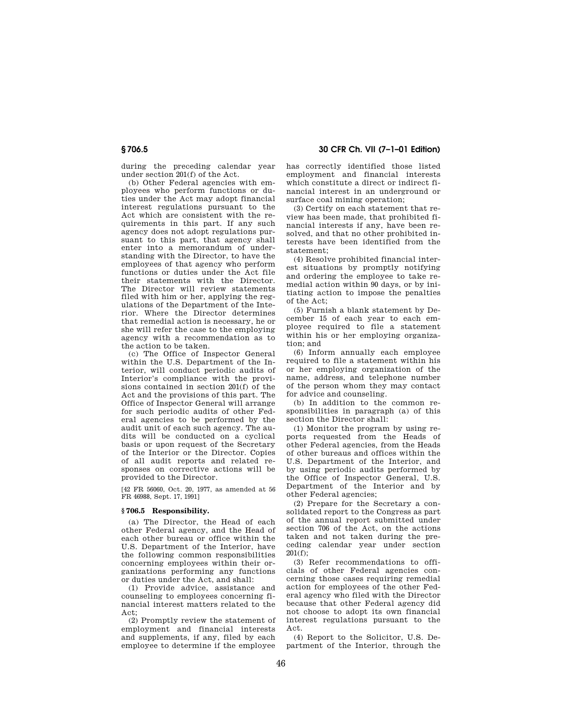during the preceding calendar year under section 201(f) of the Act.

(b) Other Federal agencies with employees who perform functions or duties under the Act may adopt financial interest regulations pursuant to the Act which are consistent with the requirements in this part. If any such agency does not adopt regulations pursuant to this part, that agency shall enter into a memorandum of understanding with the Director, to have the employees of that agency who perform functions or duties under the Act file their statements with the Director. The Director will review statements filed with him or her, applying the regulations of the Department of the Interior. Where the Director determines that remedial action is necessary, he or she will refer the case to the employing agency with a recommendation as to the action to be taken.

(c) The Office of Inspector General within the U.S. Department of the Interior, will conduct periodic audits of Interior's compliance with the provisions contained in section 201(f) of the Act and the provisions of this part. The Office of Inspector General will arrange for such periodic audits of other Federal agencies to be performed by the audit unit of each such agency. The audits will be conducted on a cyclical basis or upon request of the Secretary of the Interior or the Director. Copies of all audit reports and related responses on corrective actions will be provided to the Director.

[42 FR 56060, Oct. 20, 1977, as amended at 56 FR 46988, Sept. 17, 1991]

## § 706.5 Responsibility.

(a) The Director, the Head of each other Federal agency, and the Head of each other bureau or office within the U.S. Department of the Interior, have the following common responsibilities concerning employees within their organizations performing any functions or duties under the Act, and shall:

(1) Provide advice, assistance and counseling to employees concerning financial interest matters related to the Act;

(2) Promptly review the statement of employment and financial interests and supplements, if any, filed by each employee to determine if the employee has correctly identified those listed employment and financial interests which constitute a direct or indirect financial interest in an underground or surface coal mining operation;

(3) Certify on each statement that review has been made, that prohibited financial interests if any, have been resolved, and that no other prohibited interests have been identified from the statement;

(4) Resolve prohibited financial interest situations by promptly notifying and ordering the employee to take remedial action within 90 days, or by initiating action to impose the penalties of the Act;

(5) Furnish a blank statement by December 15 of each year to each employee required to file a statement within his or her employing organization; and

(6) Inform annually each employee required to file a statement within his or her employing organization of the name, address, and telephone number of the person whom they may contact for advice and counseling.

(b) In addition to the common responsibilities in paragraph (a) of this section the Director shall:

(1) Monitor the program by using reports requested from the Heads of other Federal agencies, from the Heads of other bureaus and offices within the U.S. Department of the Interior, and by using periodic audits performed by the Office of Inspector General, U.S. Department of the Interior and by other Federal agencies;

(2) Prepare for the Secretary a consolidated report to the Congress as part of the annual report submitted under section 706 of the Act, on the actions taken and not taken during the preceding calendar year under section 201(f);

(3) Refer recommendations to officials of other Federal agencies concerning those cases requiring remedial action for employees of the other Federal agency who filed with the Director because that other Federal agency did not choose to adopt its own financial interest regulations pursuant to the Act.

(4) Report to the Solicitor, U.S. Department of the Interior, through the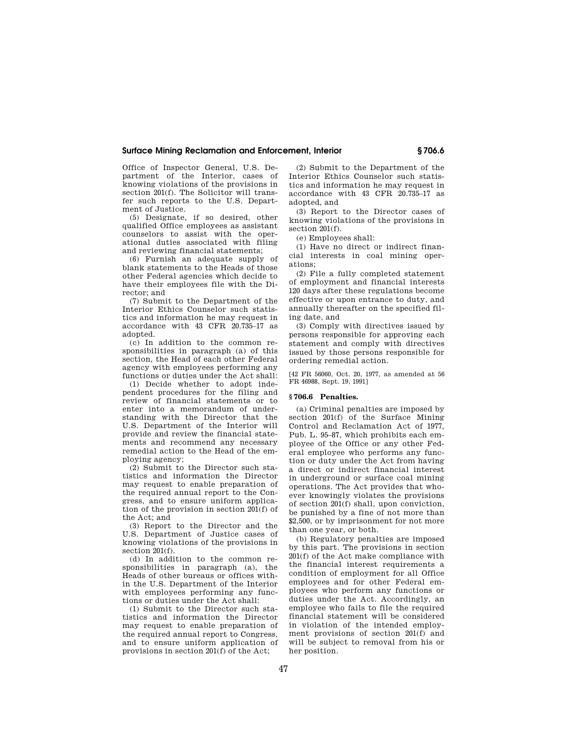Office of Inspector General, U.S. Department of the Interior, cases of knowing violations of the provisions in section 201(f). The Solicitor will transfer such reports to the U.S. Department of Justice.

(5) Designate, if so desired, other qualified Office employees as assistant counselors to assist with the operational duties associated with filing and reviewing financial statements;

(6) Furnish an adequate supply of blank statements to the Heads of those other Federal agencies which decide to have their employees file with the Director; and

(7) Submit to the Department of the Interior Ethics Counselor such statistics and information he may request in accordance with 43 CFR 20.735–17 as adopted.

(c) In addition to the common responsibilities in paragraph (a) of this section, the Head of each other Federal agency with employees performing any functions or duties under the Act shall:

(1) Decide whether to adopt independent procedures for the filing and review of financial statements or to enter into a memorandum of understanding with the Director that the U.S. Department of the Interior will provide and review the financial statements and recommend any necessary remedial action to the Head of the employing agency;

(2) Submit to the Director such statistics and information the Director may request to enable preparation of the required annual report to the Congress, and to ensure uniform application of the provision in section 201(f) of the Act; and

(3) Report to the Director and the U.S. Department of Justice cases of knowing violations of the provisions in section 201(f).

(d) In addition to the common responsibilities in paragraph (a), the Heads of other bureaus or offices within the U.S. Department of the Interior with employees performing any functions or duties under the Act shall:

(1) Submit to the Director such statistics and information the Director may request to enable preparation of the required annual report to Congress, and to ensure uniform application of provisions in section 201(f) of the Act;

(2) Submit to the Department of the Interior Ethics Counselor such statistics and information he may request in accordance with 43 CFR 20.735–17 as adopted, and

(3) Report to the Director cases of knowing violations of the provisions in section 201(f).

(e) Employees shall:

(1) Have no direct or indirect financial interests in coal mining operations;

(2) File a fully completed statement of employment and financial interests 120 days after these regulations become effective or upon entrance to duty, and annually thereafter on the specified filing date, and

(3) Comply with directives issued by persons responsible for approving each statement and comply with directives issued by those persons responsible for ordering remedial action.

[42 FR 56060, Oct. 20, 1977, as amended at 56 FR 46988, Sept. 19, 1991]

## § 706.6 Penalties.

(a) Criminal penalties are imposed by section 201(f) of the Surface Mining Control and Reclamation Act of 1977, Pub. L. 95–87, which prohibits each employee of the Office or any other Federal employee who performs any function or duty under the Act from having a direct or indirect financial interest in underground or surface coal mining operations. The Act provides that whoever knowingly violates the provisions of section 201(f) shall, upon conviction, be punished by a fine of not more than $2,500, or by imprisonment for not more than one year, or both.

(b) Regulatory penalties are imposed by this part. The provisions in section 201(f) of the Act make compliance with the financial interest requirements a condition of employment for all Office employees and for other Federal employees who perform any functions or duties under the Act. Accordingly, an employee who fails to file the required financial statement will be considered in violation of the intended employment provisions of section 201(f) and will be subject to removal from his or her position.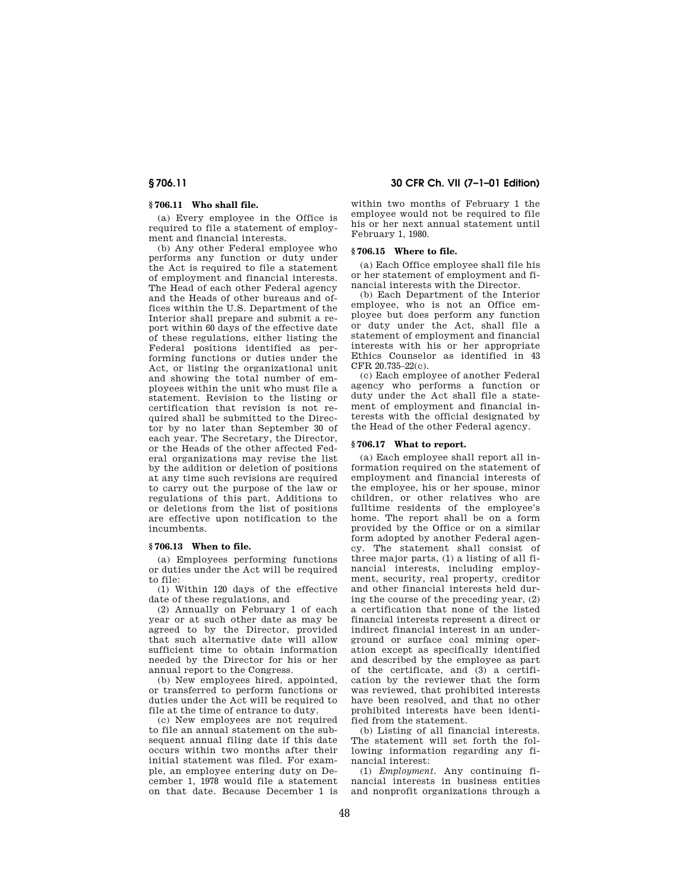## § 706.11 Who shall file.

(a) Every employee in the Office is required to file a statement of employment and financial interests.

(b) Any other Federal employee who performs any function or duty under the Act is required to file a statement of employment and financial interests. The Head of each other Federal agency and the Heads of other bureaus and offices within the U.S. Department of the Interior shall prepare and submit a report within 60 days of the effective date of these regulations, either listing the Federal positions identified as performing functions or duties under the Act, or listing the organizational unit and showing the total number of employees within the unit who must file a statement. Revision to the listing or certification that revision is not required shall be submitted to the Director by no later than September 30 of each year. The Secretary, the Director, or the Heads of the other affected Federal organizations may revise the list by the addition or deletion of positions at any time such revisions are required to carry out the purpose of the law or regulations of this part. Additions to or deletions from the list of positions are effective upon notification to the incumbents.

## § 706.13 When to file.

(a) Employees performing functions or duties under the Act will be required to file:

(1) Within 120 days of the effective date of these regulations, and

(2) Annually on February 1 of each year or at such other date as may be agreed to by the Director, provided that such alternative date will allow sufficient time to obtain information needed by the Director for his or her annual report to the Congress.

(b) New employees hired, appointed, or transferred to perform functions or duties under the Act will be required to file at the time of entrance to duty.

(c) New employees are not required to file an annual statement on the subsequent annual filing date if this date occurs within two months after their initial statement was filed. For example, an employee entering duty on December 1, 1978 would file a statement on that date. Because December 1 is within two months of February 1 the employee would not be required to file his or her next annual statement until February 1, 1980.

## § 706.15 Where to file.

(a) Each Office employee shall file his or her statement of employment and financial interests with the Director.

(b) Each Department of the Interior employee, who is not an Office employee but does perform any function or duty under the Act, shall file a statement of employment and financial interests with his or her appropriate Ethics Counselor as identified in 43 CFR 20.735–22(c).

(c) Each employee of another Federal agency who performs a function or duty under the Act shall file a statement of employment and financial interests with the official designated by the Head of the other Federal agency.

## § 706.17 What to report.

(a) Each employee shall report all information required on the statement of employment and financial interests of the employee, his or her spouse, minor children, or other relatives who are fulltime residents of the employee's home. The report shall be on a form provided by the Office or on a similar form adopted by another Federal agency. The statement shall consist of three major parts, (1) a listing of all financial interests, including employment, security, real property, creditor and other financial interests held during the course of the preceding year, (2) a certification that none of the listed financial interests represent a direct or indirect financial interest in an underground or surface coal mining operation except as specifically identified and described by the employee as part of the certificate, and (3) a certification by the reviewer that the form was reviewed, that prohibited interests have been resolved, and that no other prohibited interests have been identified from the statement.

(b) Listing of all financial interests. The statement will set forth the following information regarding any financial interest:

(1) *Employment.* Any continuing financial interests in business entities and nonprofit organizations through a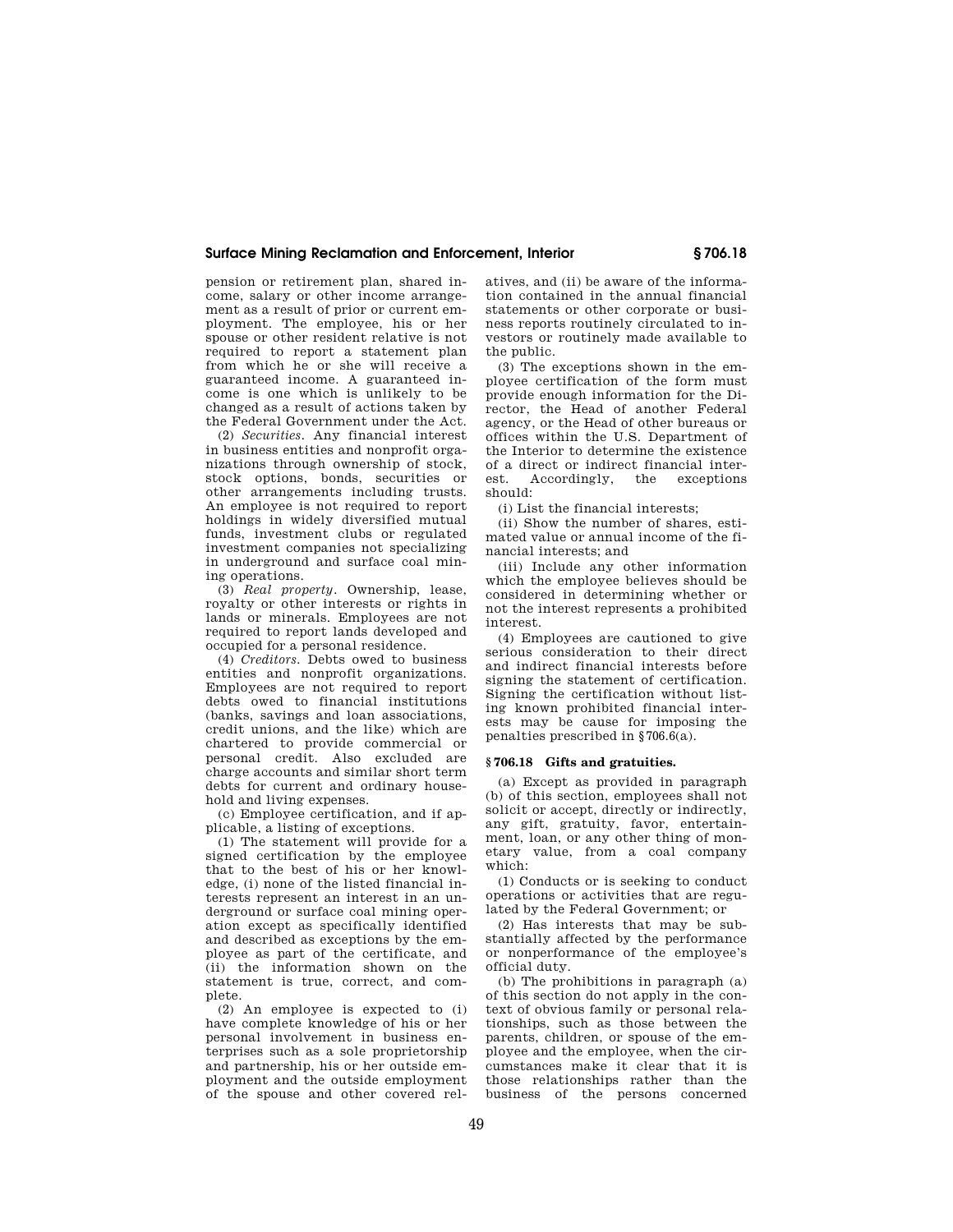pension or retirement plan, shared income, salary or other income arrangement as a result of prior or current employment. The employee, his or her spouse or other resident relative is not required to report a statement plan from which he or she will receive a guaranteed income. A guaranteed income is one which is unlikely to be changed as a result of actions taken by the Federal Government under the Act.

(2) *Securities*. Any financial interest in business entities and nonprofit organizations through ownership of stock, stock options, bonds, securities or other arrangements including trusts. An employee is not required to report holdings in widely diversified mutual funds, investment clubs or regulated investment companies not specializing in underground and surface coal mining operations.

(3) *Real property*. Ownership, lease, royalty or other interests or rights in lands or minerals. Employees are not required to report lands developed and occupied for a personal residence.

(4) *Creditors*. Debts owed to business entities and nonprofit organizations. Employees are not required to report debts owed to financial institutions (banks, savings and loan associations, credit unions, and the like) which are chartered to provide commercial or personal credit. Also excluded are charge accounts and similar short term debts for current and ordinary household and living expenses.

(c) Employee certification, and if applicable, a listing of exceptions.

(1) The statement will provide for a signed certification by the employee that to the best of his or her knowledge, (i) none of the listed financial interests represent an interest in an underground or surface coal mining operation except as specifically identified and described as exceptions by the employee as part of the certificate, and (ii) the information shown on the statement is true, correct, and complete.

(2) An employee is expected to (i) have complete knowledge of his or her personal involvement in business enterprises such as a sole proprietorship and partnership, his or her outside employment and the outside employment of the spouse and other covered relatives, and (ii) be aware of the information contained in the annual financial statements or other corporate or business reports routinely circulated to investors or routinely made available to the public.

(3) The exceptions shown in the employee certification of the form must provide enough information for the Director, the Head of another Federal agency, or the Head of other bureaus or offices within the U.S. Department of the Interior to determine the existence of a direct or indirect financial interest. Accordingly, the exceptions should:

(i) List the financial interests;

(ii) Show the number of shares, estimated value or annual income of the financial interests; and

(iii) Include any other information which the employee believes should be considered in determining whether or not the interest represents a prohibited interest.

(4) Employees are cautioned to give serious consideration to their direct and indirect financial interests before signing the statement of certification. Signing the certification without listing known prohibited financial interests may be cause for imposing the penalties prescribed in §706.6(a).

### §706.18 Gifts and gratuities.

(a) Except as provided in paragraph (b) of this section, employees shall not solicit or accept, directly or indirectly, any gift, gratuity, favor, entertainment, loan, or any other thing of monetary value, from a coal company which:

(1) Conducts or is seeking to conduct operations or activities that are regulated by the Federal Government; or

(2) Has interests that may be substantially affected by the performance or nonperformance of the employee's official duty.

(b) The prohibitions in paragraph (a) of this section do not apply in the context of obvious family or personal relationships, such as those between the parents, children, or spouse of the employee and the employee, when the circumstances make it clear that it is those relationships rather than the business of the persons concerned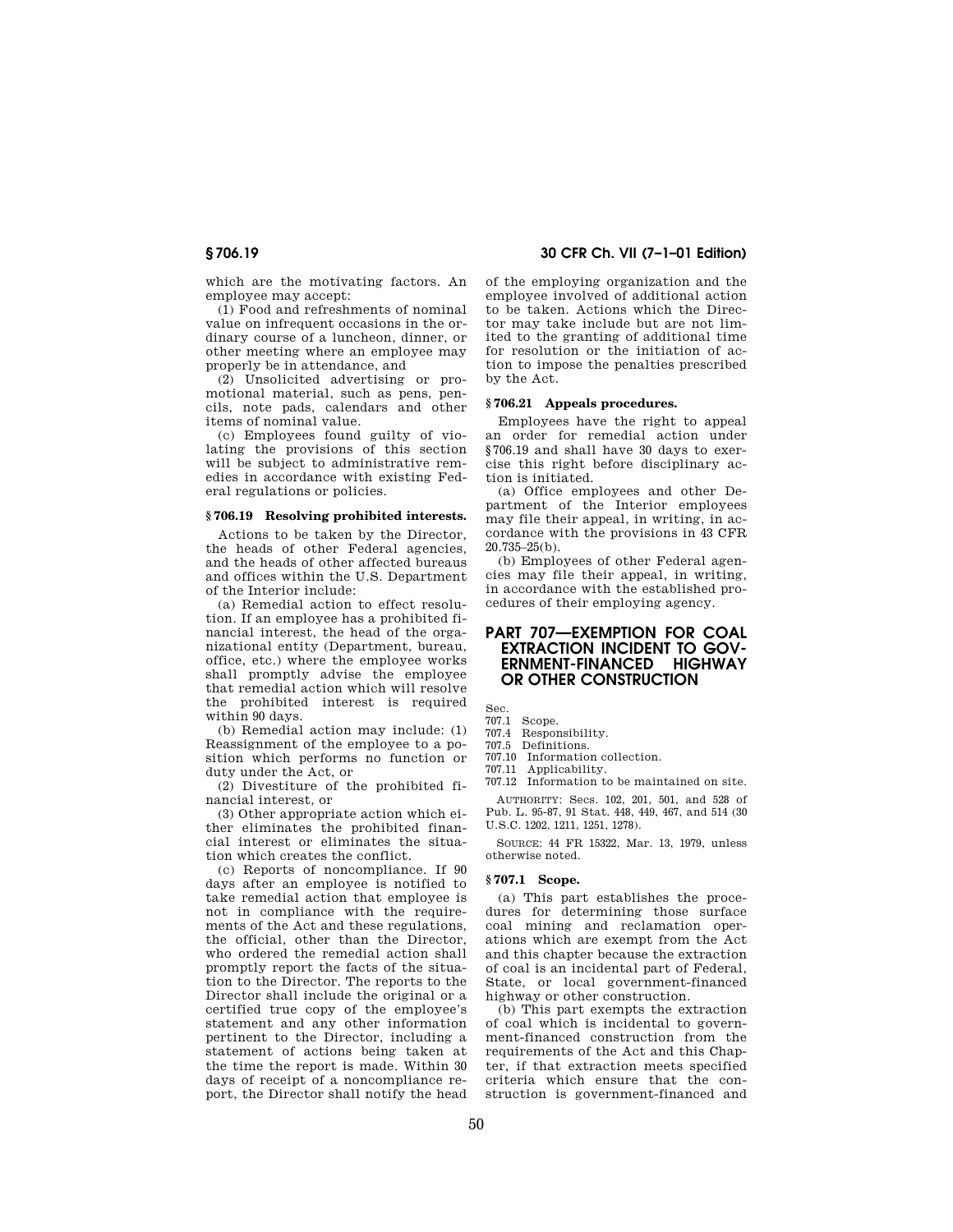which are the motivating factors. An employee may accept:

(1) Food and refreshments of nominal value on infrequent occasions in the ordinary course of a luncheon, dinner, or other meeting where an employee may properly be in attendance, and

(2) Unsolicited advertising or promotional material, such as pens, pencils, note pads, calendars and other items of nominal value.

(c) Employees found guilty of violating the provisions of this section will be subject to administrative remedies in accordance with existing Federal regulations or policies.

### § 706.19 Resolving prohibited interests.

Actions to be taken by the Director, the heads of other Federal agencies, and the heads of other affected bureaus and offices within the U.S. Department of the Interior include:

(a) Remedial action to effect resolution. If an employee has a prohibited financial interest, the head of the organizational entity (Department, bureau, office, etc.) where the employee works shall promptly advise the employee that remedial action which will resolve the prohibited interest is required within 90 days.

(b) Remedial action may include: (1) Reassignment of the employee to a position which performs no function or duty under the Act, or

(2) Divestiture of the prohibited financial interest, or

(3) Other appropriate action which either eliminates the prohibited financial interest or eliminates the situation which creates the conflict.

(c) Reports of noncompliance. If 90 days after an employee is notified to take remedial action that employee is not in compliance with the requirements of the Act and these regulations, the official, other than the Director, who ordered the remedial action shall promptly report the facts of the situation to the Director. The reports to the Director shall include the original or a certified true copy of the employee's statement and any other information pertinent to the Director, including a statement of actions being taken at the time the report is made. Within 30 days of receipt of a noncompliance report, the Director shall notify the head of the employing organization and the employee involved of additional action to be taken. Actions which the Director may take include but are not limited to the granting of additional time for resolution or the initiation of action to impose the penalties prescribed by the Act.

### § 706.21 Appeals procedures.

Employees have the right to appeal an order for remedial action under §706.19 and shall have 30 days to exercise this right before disciplinary action is initiated.

(a) Office employees and other Department of the Interior employees may file their appeal, in writing, in accordance with the provisions in 43 CFR 20.735–25(b).

(b) Employees of other Federal agencies may file their appeal, in writing, in accordance with the established procedures of their employing agency.

## PART 707—EXEMPTION FOR COAL EXTRACTION INCIDENT TO GOVERNMENT-FINANCED HIGHWAY OR OTHER CONSTRUCTION

Sec.
707.1 Scope.
707.4 Responsibility.
707.5 Definitions.
707.10 Information collection.
707.11 Applicability.
707.12 Information to be maintained on site.

AUTHORITY: Secs. 102, 201, 501, and 528 of Pub. L. 95-87, 91 Stat. 448, 449, 467, and 514 (30 U.S.C. 1202, 1211, 1251, 1278).

SOURCE: 44 FR 15322, Mar. 13, 1979, unless otherwise noted.

### § 707.1 Scope.

(a) This part establishes the procedures for determining those surface coal mining and reclamation operations which are exempt from the Act and this chapter because the extraction of coal is an incidental part of Federal, State, or local government-financed highway or other construction.

(b) This part exempts the extraction of coal which is incidental to government-financed construction from the requirements of the Act and this Chapter, if that extraction meets specified criteria which ensure that the construction is government-financed and